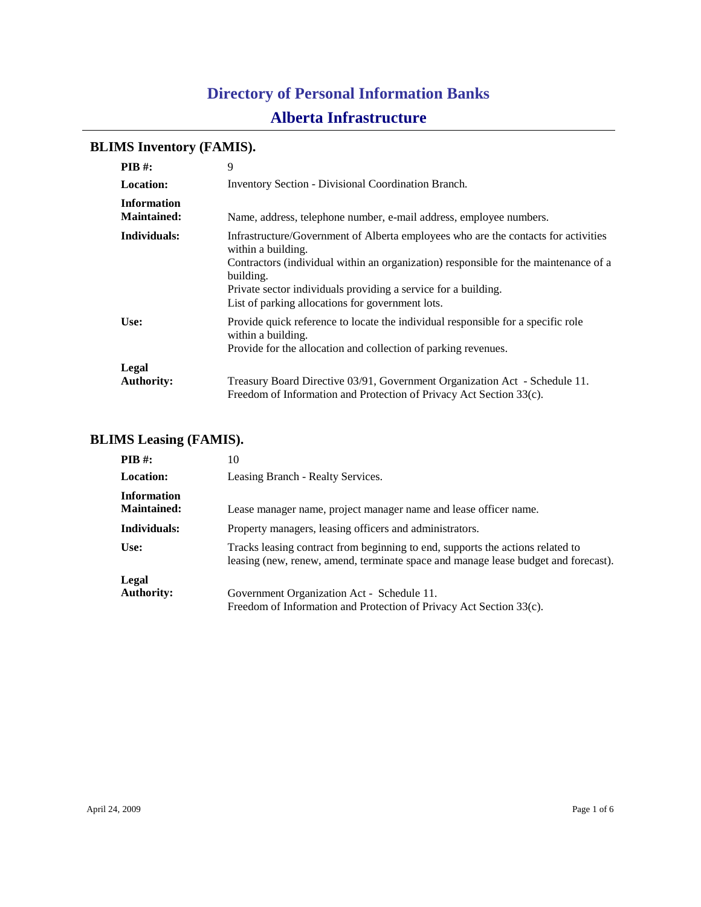# Directory of Personal Information Banks

## Alberta Infrastructure

### BLIMS Inventory (FAMIS).

| | |
|---|---|
| **PIB #:** | 9 |
| **Location:** | Inventory Section - Divisional Coordination Branch. |
| **Information Maintained:** | Name, address, telephone number, e-mail address, employee numbers. |
| **Individuals:** | Infrastructure/Government of Alberta employees who are the contacts for activities within a building.<br>Contractors (individual within an organization) responsible for the maintenance of a building.<br>Private sector individuals providing a service for a building.<br>List of parking allocations for government lots. |
| **Use:** | Provide quick reference to locate the individual responsible for a specific role within a building.<br>Provide for the allocation and collection of parking revenues. |
| **Legal Authority:** | Treasury Board Directive 03/91, Government Organization Act - Schedule 11.<br>Freedom of Information and Protection of Privacy Act Section 33(c). |

### BLIMS Leasing (FAMIS).

| | |
|---|---|
| **PIB #:** | 10 |
| **Location:** | Leasing Branch - Realty Services. |
| **Information Maintained:** | Lease manager name, project manager name and lease officer name. |
| **Individuals:** | Property managers, leasing officers and administrators. |
| **Use:** | Tracks leasing contract from beginning to end, supports the actions related to leasing (new, renew, amend, terminate space and manage lease budget and forecast). |
| **Legal Authority:** | Government Organization Act - Schedule 11.<br>Freedom of Information and Protection of Privacy Act Section 33(c). |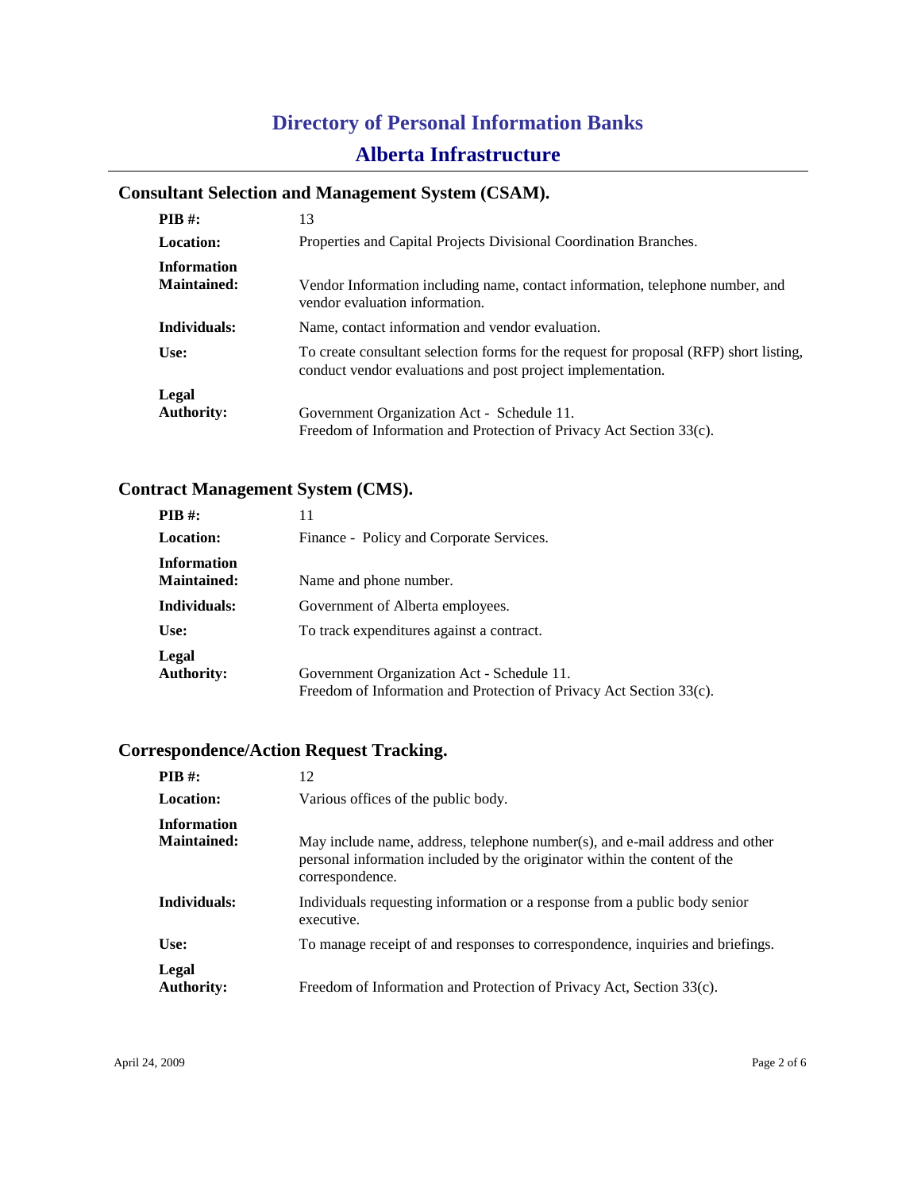# Directory of Personal Information Banks

## Alberta Infrastructure

### Consultant Selection and Management System (CSAM).

| | |
|---|---|
| **PIB #:** | 13 |
| **Location:** | Properties and Capital Projects Divisional Coordination Branches. |
| **Information Maintained:** | Vendor Information including name, contact information, telephone number, and vendor evaluation information. |
| **Individuals:** | Name, contact information and vendor evaluation. |
| **Use:** | To create consultant selection forms for the request for proposal (RFP) short listing, conduct vendor evaluations and post project implementation. |
| **Legal Authority:** | Government Organization Act - Schedule 11.<br>Freedom of Information and Protection of Privacy Act Section 33(c). |

### Contract Management System (CMS).

| | |
|---|---|
| **PIB #:** | 11 |
| **Location:** | Finance - Policy and Corporate Services. |
| **Information Maintained:** | Name and phone number. |
| **Individuals:** | Government of Alberta employees. |
| **Use:** | To track expenditures against a contract. |
| **Legal Authority:** | Government Organization Act - Schedule 11.<br>Freedom of Information and Protection of Privacy Act Section 33(c). |

### Correspondence/Action Request Tracking.

| | |
|---|---|
| **PIB #:** | 12 |
| **Location:** | Various offices of the public body. |
| **Information Maintained:** | May include name, address, telephone number(s), and e-mail address and other personal information included by the originator within the content of the correspondence. |
| **Individuals:** | Individuals requesting information or a response from a public body senior executive. |
| **Use:** | To manage receipt of and responses to correspondence, inquiries and briefings. |
| **Legal Authority:** | Freedom of Information and Protection of Privacy Act, Section 33(c). |

April 24, 2009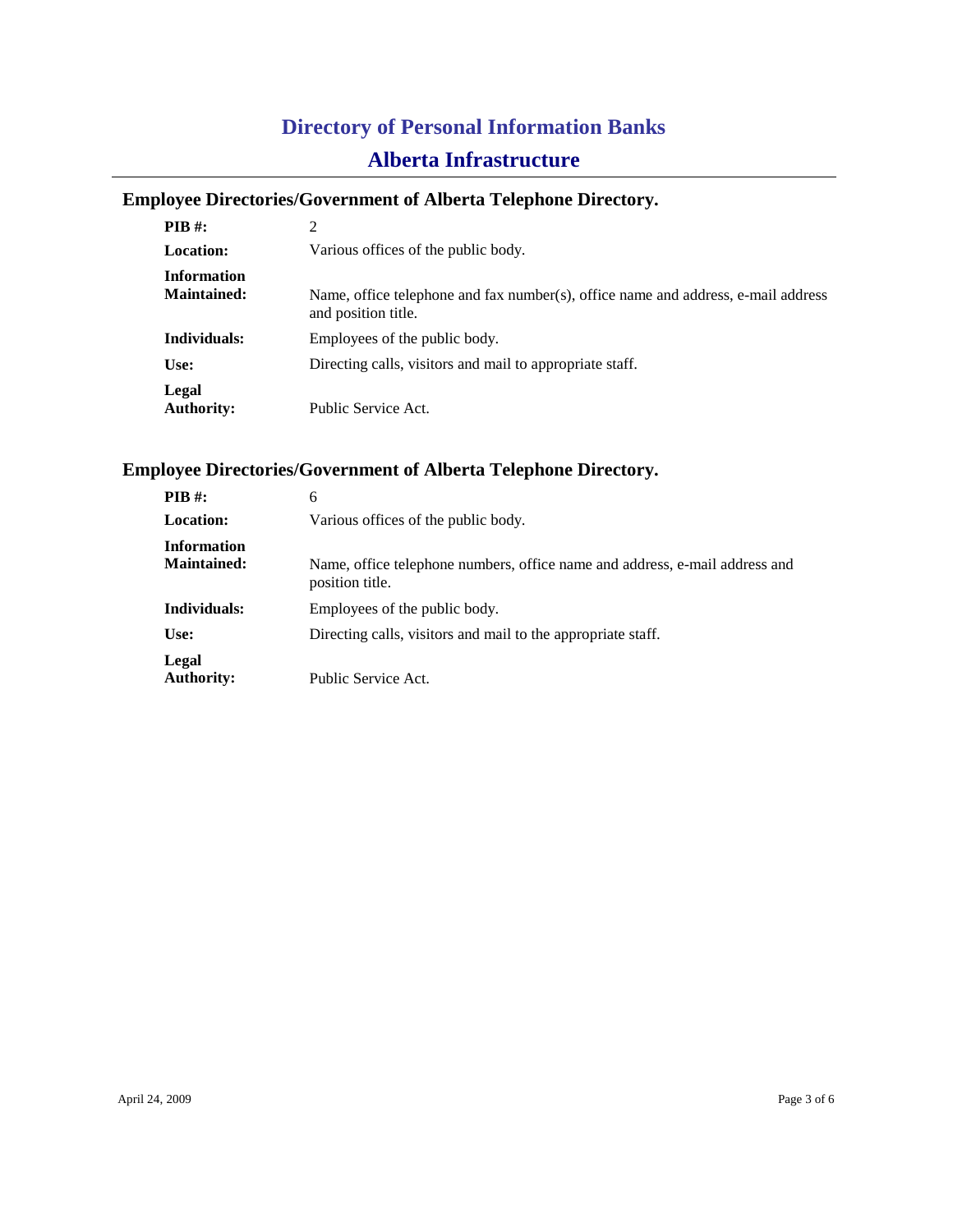# Directory of Personal Information Banks

## Alberta Infrastructure

### Employee Directories/Government of Alberta Telephone Directory.

| | |
|---|---|
| **PIB #:** | 2 |
| **Location:** | Various offices of the public body. |
| **Information Maintained:** | Name, office telephone and fax number(s), office name and address, e-mail address and position title. |
| **Individuals:** | Employees of the public body. |
| **Use:** | Directing calls, visitors and mail to appropriate staff. |
| **Legal Authority:** | Public Service Act. |

### Employee Directories/Government of Alberta Telephone Directory.

| | |
|---|---|
| **PIB #:** | 6 |
| **Location:** | Various offices of the public body. |
| **Information Maintained:** | Name, office telephone numbers, office name and address, e-mail address and position title. |
| **Individuals:** | Employees of the public body. |
| **Use:** | Directing calls, visitors and mail to the appropriate staff. |
| **Legal Authority:** | Public Service Act. |

April 24, 2009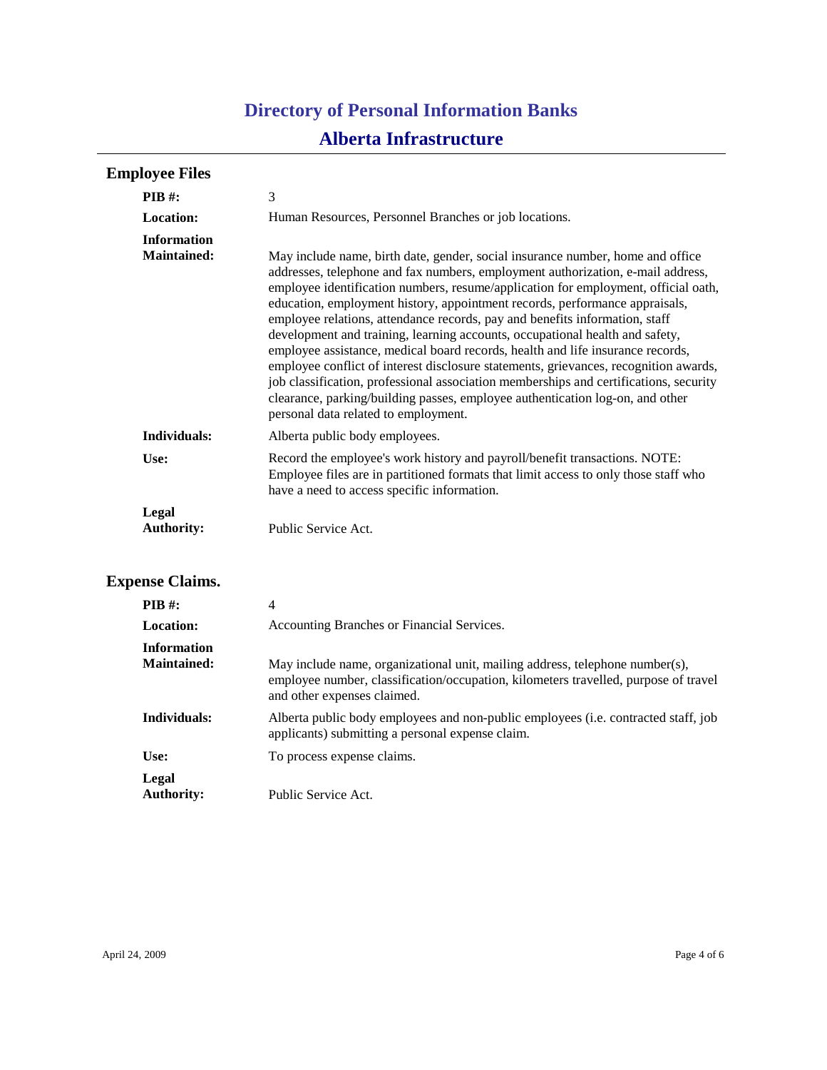# Directory of Personal Information Banks

## Alberta Infrastructure

### Employee Files

**PIB #:** 3

**Location:** Human Resources, Personnel Branches or job locations.

**Information Maintained:** May include name, birth date, gender, social insurance number, home and office addresses, telephone and fax numbers, employment authorization, e-mail address, employee identification numbers, resume/application for employment, official oath, education, employment history, appointment records, performance appraisals, employee relations, attendance records, pay and benefits information, staff development and training, learning accounts, occupational health and safety, employee assistance, medical board records, health and life insurance records, employee conflict of interest disclosure statements, grievances, recognition awards, job classification, professional association memberships and certifications, security clearance, parking/building passes, employee authentication log-on, and other personal data related to employment.

**Individuals:** Alberta public body employees.

**Use:** Record the employee's work history and payroll/benefit transactions. NOTE: Employee files are in partitioned formats that limit access to only those staff who have a need to access specific information.

**Legal Authority:** Public Service Act.

### Expense Claims.

**PIB #:** 4

**Location:** Accounting Branches or Financial Services.

**Information Maintained:** May include name, organizational unit, mailing address, telephone number(s), employee number, classification/occupation, kilometers travelled, purpose of travel and other expenses claimed.

**Individuals:** Alberta public body employees and non-public employees (i.e. contracted staff, job applicants) submitting a personal expense claim.

**Use:** To process expense claims.

**Legal Authority:** Public Service Act.

April 24, 2009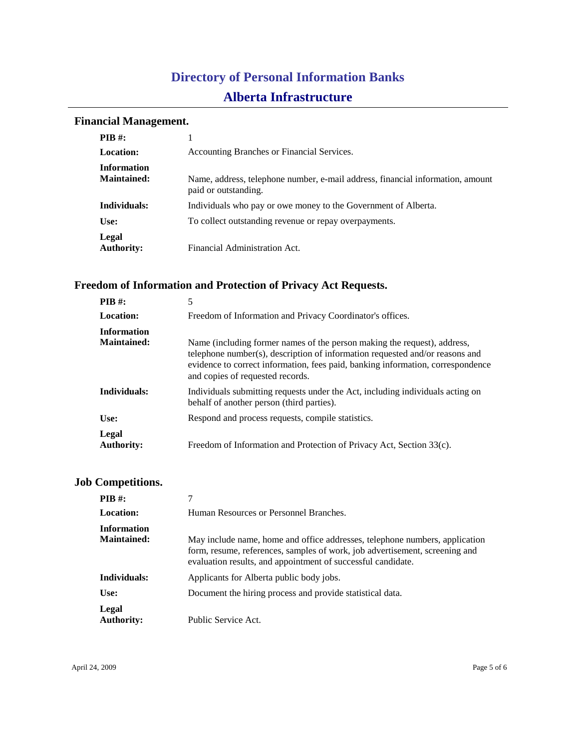# Directory of Personal Information Banks

## Alberta Infrastructure

### Financial Management.

| | |
|---|---|
| **PIB #:** | 1 |
| **Location:** | Accounting Branches or Financial Services. |
| **Information Maintained:** | Name, address, telephone number, e-mail address, financial information, amount paid or outstanding. |
| **Individuals:** | Individuals who pay or owe money to the Government of Alberta. |
| **Use:** | To collect outstanding revenue or repay overpayments. |
| **Legal Authority:** | Financial Administration Act. |

### Freedom of Information and Protection of Privacy Act Requests.

| | |
|---|---|
| **PIB #:** | 5 |
| **Location:** | Freedom of Information and Privacy Coordinator's offices. |
| **Information Maintained:** | Name (including former names of the person making the request), address, telephone number(s), description of information requested and/or reasons and evidence to correct information, fees paid, banking information, correspondence and copies of requested records. |
| **Individuals:** | Individuals submitting requests under the Act, including individuals acting on behalf of another person (third parties). |
| **Use:** | Respond and process requests, compile statistics. |
| **Legal Authority:** | Freedom of Information and Protection of Privacy Act, Section 33(c). |

### Job Competitions.

| | |
|---|---|
| **PIB #:** | 7 |
| **Location:** | Human Resources or Personnel Branches. |
| **Information Maintained:** | May include name, home and office addresses, telephone numbers, application form, resume, references, samples of work, job advertisement, screening and evaluation results, and appointment of successful candidate. |
| **Individuals:** | Applicants for Alberta public body jobs. |
| **Use:** | Document the hiring process and provide statistical data. |
| **Legal Authority:** | Public Service Act. |

April 24, 2009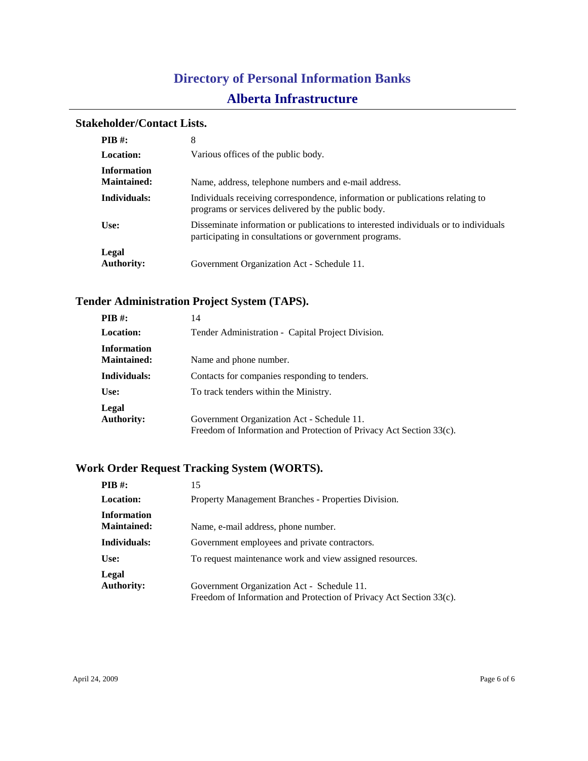# Directory of Personal Information Banks

## Alberta Infrastructure

### Stakeholder/Contact Lists.

| | |
|---|---|
| **PIB #:** | 8 |
| **Location:** | Various offices of the public body. |
| **Information Maintained:** | Name, address, telephone numbers and e-mail address. |
| **Individuals:** | Individuals receiving correspondence, information or publications relating to programs or services delivered by the public body. |
| **Use:** | Disseminate information or publications to interested individuals or to individuals participating in consultations or government programs. |
| **Legal Authority:** | Government Organization Act - Schedule 11. |

### Tender Administration Project System (TAPS).

| | |
|---|---|
| **PIB #:** | 14 |
| **Location:** | Tender Administration - Capital Project Division. |
| **Information Maintained:** | Name and phone number. |
| **Individuals:** | Contacts for companies responding to tenders. |
| **Use:** | To track tenders within the Ministry. |
| **Legal Authority:** | Government Organization Act - Schedule 11.<br>Freedom of Information and Protection of Privacy Act Section 33(c). |

### Work Order Request Tracking System (WORTS).

| | |
|---|---|
| **PIB #:** | 15 |
| **Location:** | Property Management Branches - Properties Division. |
| **Information Maintained:** | Name, e-mail address, phone number. |
| **Individuals:** | Government employees and private contractors. |
| **Use:** | To request maintenance work and view assigned resources. |
| **Legal Authority:** | Government Organization Act - Schedule 11.<br>Freedom of Information and Protection of Privacy Act Section 33(c). |

April 24, 2009